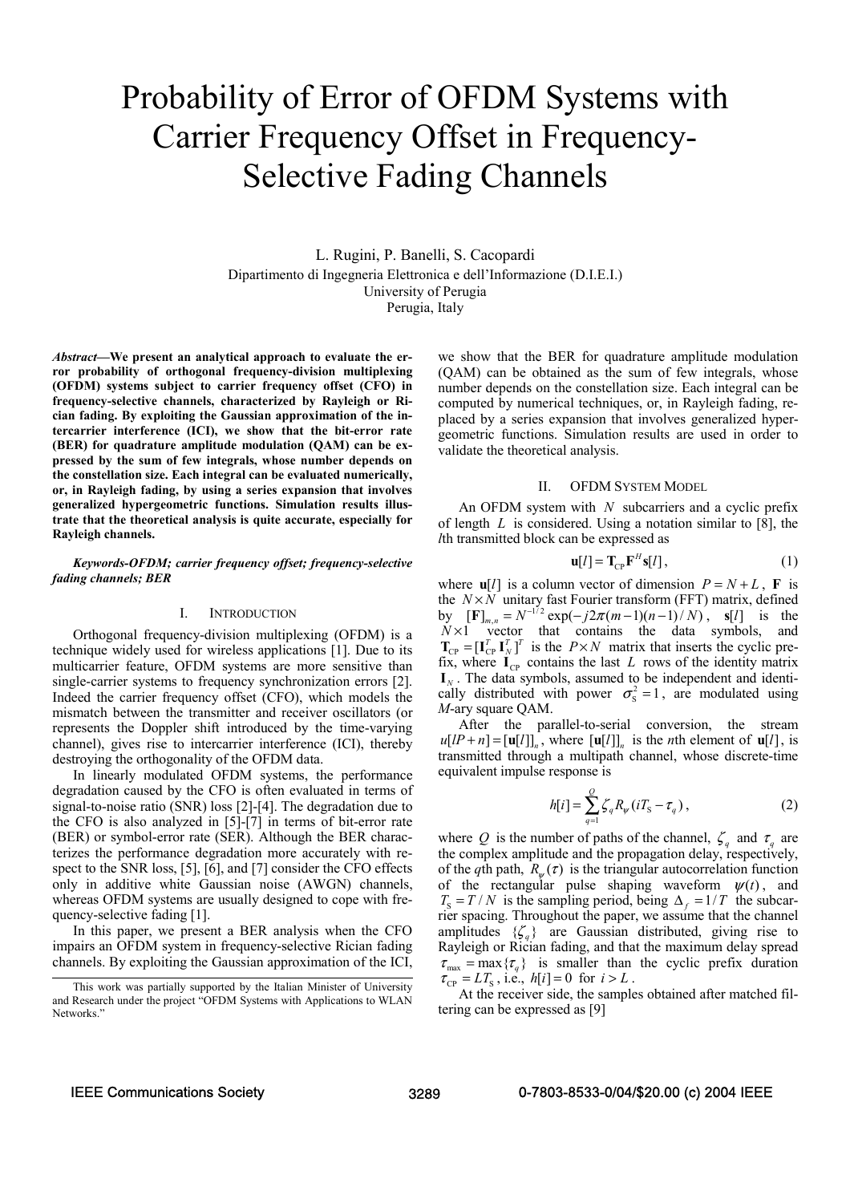# Probability of Error of OFDM Systems with Carrier Frequency Offset in Frequency-Selective Fading Channels

L. Rugini, P. Banelli, S. Cacopardi

Dipartimento di Ingegneria Elettronica e dell'Informazione (D.I.E.I.)
University of Perugia
Perugia, Italy

***Abstract*—We present an analytical approach to evaluate the error probability of orthogonal frequency-division multiplexing (OFDM) systems subject to carrier frequency offset (CFO) in frequency-selective channels, characterized by Rayleigh or Rician fading. By exploiting the Gaussian approximation of the intercarrier interference (ICI), we show that the bit-error rate (BER) for quadrature amplitude modulation (QAM) can be expressed by the sum of few integrals, whose number depends on the constellation size. Each integral can be evaluated numerically, or, in Rayleigh fading, by using a series expansion that involves generalized hypergeometric functions. Simulation results illustrate that the theoretical analysis is quite accurate, especially for Rayleigh channels.**

***Keywords-OFDM; carrier frequency offset; frequency-selective fading channels; BER***

## I. Introduction

Orthogonal frequency-division multiplexing (OFDM) is a technique widely used for wireless applications [1]. Due to its multicarrier feature, OFDM systems are more sensitive than single-carrier systems to frequency synchronization errors [2]. Indeed the carrier frequency offset (CFO), which models the mismatch between the transmitter and receiver oscillators (or represents the Doppler shift introduced by the time-varying channel), gives rise to intercarrier interference (ICI), thereby destroying the orthogonality of the OFDM data.

In linearly modulated OFDM systems, the performance degradation caused by the CFO is often evaluated in terms of signal-to-noise ratio (SNR) loss [2]-[4]. The degradation due to the CFO is also analyzed in [5]-[7] in terms of bit-error rate (BER) or symbol-error rate (SER). Although the BER characterizes the performance degradation more accurately with respect to the SNR loss, [5], [6], and [7] consider the CFO effects only in additive white Gaussian noise (AWGN) channels, whereas OFDM systems are usually designed to cope with frequency-selective fading [1].

In this paper, we present a BER analysis when the CFO impairs an OFDM system in frequency-selective Rician fading channels. By exploiting the Gaussian approximation of the ICI, we show that the BER for quadrature amplitude modulation (QAM) can be obtained as the sum of few integrals, whose number depends on the constellation size. Each integral can be computed by numerical techniques, or, in Rayleigh fading, replaced by a series expansion that involves generalized hypergeometric functions. Simulation results are used in order to validate the theoretical analysis.

This work was partially supported by the Italian Minister of University and Research under the project "OFDM Systems with Applications to WLAN Networks."

## II. OFDM System Model

An OFDM system with $N$ subcarriers and a cyclic prefix of length $L$ is considered. Using a notation similar to [8], the $l$th transmitted block can be expressed as

$$\mathbf{u}[l] = \mathbf{T}_{\mathrm{CP}} \mathbf{F}^{H} \mathbf{s}[l], \tag{1}$$

where $\mathbf{u}[l]$ is a column vector of dimension $P = N + L$, $\mathbf{F}$ is the $N \times N$ unitary fast Fourier transform (FFT) matrix, defined by $[\mathbf{F}]_{m,n} = N^{-1/2} \exp(-j2\pi(m-1)(n-1)/N)$, $\mathbf{s}[l]$ is the $N \times 1$ vector that contains the data symbols, and $\mathbf{T}_{\mathrm{CP}} = [\mathbf{I}_{\mathrm{CP}}^{T}\, \mathbf{I}_{N}^{T}]^{T}$ is the $P \times N$ matrix that inserts the cyclic prefix, where $\mathbf{I}_{\mathrm{CP}}$ contains the last $L$ rows of the identity matrix $\mathbf{I}_{N}$. The data symbols, assumed to be independent and identically distributed with power $\sigma_{\mathrm{S}}^{2} = 1$, are modulated using $M$-ary square QAM.

After the parallel-to-serial conversion, the stream $u[lP + n] = [\mathbf{u}[l]]_{n}$, where $[\mathbf{u}[l]]_{n}$ is the $n$th element of $\mathbf{u}[l]$, is transmitted through a multipath channel, whose discrete-time equivalent impulse response is

$$h[i] = \sum_{q=1}^{Q} \zeta_{q} R_{\psi}(iT_{\mathrm{S}} - \tau_{q}), \tag{2}$$

where $Q$ is the number of paths of the channel, $\zeta_{q}$ and $\tau_{q}$ are the complex amplitude and the propagation delay, respectively, of the $q$th path, $R_{\psi}(\tau)$ is the triangular autocorrelation function of the rectangular pulse shaping waveform $\psi(t)$, and $T_{\mathrm{S}} = T / N$ is the sampling period, being $\Delta_{f} = 1/T$ the subcarrier spacing. Throughout the paper, we assume that the channel amplitudes $\{\zeta_{q}\}$ are Gaussian distributed, giving rise to Rayleigh or Rician fading, and that the maximum delay spread $\tau_{\max} = \max\{\tau_{q}\}$ is smaller than the cyclic prefix duration $\tau_{\mathrm{CP}} = LT_{\mathrm{S}}$, i.e., $h[i] = 0$ for $i > L$.

At the receiver side, the samples obtained after matched filtering can be expressed as [9]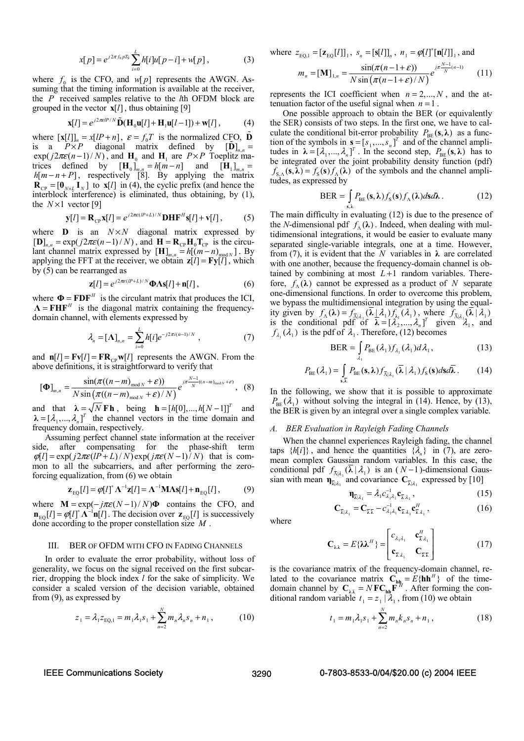$$x[p] = e^{j2\pi f_0 p T_S} \sum_{i=0}^{L} h[i] u[p-i] + w[p] , \tag{3}$$

where $f_0$ is the CFO, and $w[p]$ represents the AWGN. Assuming that the timing information is available at the receiver, the $P$ received samples relative to the $l$th OFDM block are grouped in the vector $\mathbf{x}[l]$, thus obtaining [9]

$$\mathbf{x}[l] = e^{j2\pi\varepsilon l P/N} \tilde{\mathbf{D}}(\mathbf{H}_0 \mathbf{u}[l] + \mathbf{H}_1 \mathbf{u}[l-1]) + \mathbf{w}[l] , \tag{4}$$

where $[\mathbf{x}[l]]_n = x[lP+n]$, $\varepsilon = f_0 T$ is the normalized CFO, $\tilde{\mathbf{D}}$ is a $P \times P$ diagonal matrix defined by $[\tilde{\mathbf{D}}]_{n,n} = \exp(j2\pi\varepsilon(n-1)/N)$, and $\mathbf{H}_0$ and $\mathbf{H}_1$ are $P \times P$ Toeplitz matrices defined by $[\mathbf{H}_0]_{m,n} = h[m-n]$ and $[\mathbf{H}_1]_{m,n} = h[m-n+P]$, respectively [8]. By applying the matrix $\mathbf{R}_{CP} = [\mathbf{0}_{N \times L}\ \mathbf{I}_N]$ to $\mathbf{x}[l]$ in (4), the cyclic prefix (and hence the interblock interference) is eliminated, thus obtaining, by (1), the $N \times 1$ vector [9]

$$\mathbf{y}[l] = \mathbf{R}_{CP}\mathbf{x}[l] = e^{j2\pi\varepsilon(lP+L)/N} \mathbf{D}\mathbf{H}\mathbf{F}^H \mathbf{s}[l] + \mathbf{v}[l] , \tag{5}$$

where $\mathbf{D}$ is an $N \times N$ diagonal matrix expressed by $[\mathbf{D}]_{n,n} = \exp(j2\pi\varepsilon(n-1)/N)$, and $\mathbf{H} = \mathbf{R}_{CP}\mathbf{H}_0\mathbf{T}_{CP}$ is the circulant channel matrix expressed by $[\mathbf{H}]_{m,n} = h[(m-n)_{\bmod N}]$. By applying the FFT at the receiver, we obtain $\mathbf{z}[l] = \mathbf{F}\mathbf{y}[l]$, which by (5) can be rearranged as

$$\mathbf{z}[l] = e^{j2\pi\varepsilon(lP+L)/N} \mathbf{\Phi}\mathbf{\Lambda}\mathbf{s}[l] + \mathbf{n}[l] , \tag{6}$$

where $\mathbf{\Phi} = \mathbf{F}\mathbf{D}\mathbf{F}^H$ is the circulant matrix that produces the ICI, $\mathbf{\Lambda} = \mathbf{F}\mathbf{H}\mathbf{F}^H$ is the diagonal matrix containing the frequency-domain channel, with elements expressed by

$$\lambda_n = [\mathbf{\Lambda}]_{n,n} = \sum_{i=0}^{L} h[i] e^{-j2\pi i(n-1)/N} , \tag{7}$$

and $\mathbf{n}[l] = \mathbf{F}\mathbf{v}[l] = \mathbf{F}\mathbf{R}_{CP}\mathbf{w}[l]$ represents the AWGN. From the above definitions, it is straightforward to verify that

$$[\mathbf{\Phi}]_{m,n} = \frac{\sin(\pi((n-m)_{\bmod N} + \varepsilon))}{N \sin\left(\pi((n-m)_{\bmod N} + \varepsilon)/N\right)} e^{j\pi \frac{N-1}{N}((n-m)_{\bmod N} + \varepsilon)} , \tag{8}$$

and that $\boldsymbol{\lambda} = \sqrt{N}\mathbf{F}\mathbf{h}$, being $\mathbf{h} = [h[0], ..., h[N-1]]^T$ and $\boldsymbol{\lambda} = [\lambda_1, ..., \lambda_n]^T$ the channel vectors in the time domain and frequency domain, respectively.

Assuming perfect channel state information at the receiver side, after compensating for the phase-shift term $\varphi[l] = \exp(j2\pi\varepsilon(lP+L)/N)\exp(j\pi\varepsilon(N-1)/N)$ that is common to all the subcarriers, and after performing the zero-forcing equalization, from (6) we obtain

$$\mathbf{z}_{EQ}[l] = \varphi[l]^* \mathbf{\Lambda}^{-1}\mathbf{z}[l] = \mathbf{\Lambda}^{-1}\mathbf{M}\mathbf{\Lambda}\mathbf{s}[l] + \mathbf{n}_{EQ}[l] , \tag{9}$$

where $\mathbf{M} = \exp(-j\pi\varepsilon(N-1)/N)\mathbf{\Phi}$ contains the CFO, and $\mathbf{n}_{EQ}[l] = \varphi[l]^* \mathbf{\Lambda}^{-1}\mathbf{n}[l]$. The decision over $\mathbf{z}_{EQ}[l]$ is successively done according to the proper constellation size $M$.

## III. BER of OFDM with CFO in Fading Channels

In order to evaluate the error probability, without loss of generality, we focus on the signal received on the first subcarrier, dropping the block index $l$ for the sake of simplicity. We consider a scaled version of the decision variable, obtained from (9), as expressed by

$$z_1 = \lambda_1 z_{EQ,1} = m_1 \lambda_1 s_1 + \sum_{n=2}^{N} m_n \lambda_n s_n + n_1 , \tag{10}$$

where $z_{EQ,1} = [\mathbf{z}_{EQ}[l]]_1$, $s_n = [\mathbf{s}[l]]_n$, $n_1 = \varphi[l]^*[\mathbf{n}[l]]_1$, and

$$m_n = [\mathbf{M}]_{1,n} = \frac{\sin(\pi(n-1+\varepsilon))}{N \sin\left(\pi(n-1+\varepsilon)/N\right)} e^{j\pi\frac{N-1}{N}(n-1)} \tag{11}$$

represents the ICI coefficient when $n = 2, ..., N$, and the attenuation factor of the useful signal when $n = 1$.

One possible approach to obtain the BER (or equivalently the SER) consists of two steps. In the first one, we have to calculate the conditional bit-error probability $P_{BE}(\mathbf{s}, \boldsymbol{\lambda})$ as a function of the symbols in $\mathbf{s} = [s_1, ..., s_n]^T$ and of the channel amplitudes in $\boldsymbol{\lambda} = [\lambda_1, ..., \lambda_n]^T$. In the second step, $P_{BE}(\mathbf{s}, \boldsymbol{\lambda})$ has to be integrated over the joint probability density function (pdf) $f_{S,\Lambda}(\mathbf{s}, \boldsymbol{\lambda}) = f_S(\mathbf{s}) f_\Lambda(\boldsymbol{\lambda})$ of the symbols and the channel amplitudes, as expressed by

$$\mathrm{BER} = \int_{\mathbf{s},\boldsymbol{\lambda}} P_{BE}(\mathbf{s}, \boldsymbol{\lambda}) f_S(\mathbf{s}) f_\Lambda(\boldsymbol{\lambda}) d\mathbf{s} d\boldsymbol{\lambda} . \tag{12}$$

The main difficulty in evaluating (12) is due to the presence of the $N$-dimensional pdf $f_\Lambda(\boldsymbol{\lambda})$. Indeed, when dealing with multidimensional integrations, it would be easier to evaluate many separated single-variable integrals, one at a time. However, from (7), it is evident that the $N$ variables in $\boldsymbol{\lambda}$ are correlated with one another, because the frequency-domain channel is obtained by combining at most $L+1$ random variables. Therefore, $f_\Lambda(\boldsymbol{\lambda})$ cannot be expressed as a product of $N$ separate one-dimensional functions. In order to overcome this problem, we bypass the multidimensional integration by using the equality given by $f_\Lambda(\boldsymbol{\lambda}) = f_{\bar{\Lambda}|\lambda_1}(\bar{\boldsymbol{\lambda}} \,|\, \lambda_1) f_{\lambda_1}(\lambda_1)$, where $f_{\bar{\Lambda}|\lambda_1}(\bar{\boldsymbol{\lambda}} \,|\, \lambda_1)$ is the conditional pdf of $\bar{\boldsymbol{\lambda}} = [\lambda_2, ..., \lambda_n]^T$ given $\lambda_1$, and $f_{\lambda_1}(\lambda_1)$ is the pdf of $\lambda_1$. Therefore, (12) becomes

$$\mathrm{BER} = \int_{\lambda_1} P_{BE}(\lambda_1) f_{\lambda_1}(\lambda_1) d\lambda_1 , \tag{13}$$

$$P_{BE}(\lambda_1) = \int_{\mathbf{s},\bar{\boldsymbol{\lambda}}} P_{BE}(\mathbf{s}, \boldsymbol{\lambda}) f_{\bar{\Lambda}|\lambda_1}(\bar{\boldsymbol{\lambda}} \,|\, \lambda_1) f_S(\mathbf{s}) d\mathbf{s} d\bar{\boldsymbol{\lambda}} . \tag{14}$$

In the following, we show that it is possible to approximate $P_{BE}(\lambda_1)$ without solving the integral in (14). Hence, by (13), the BER is given by an integral over a single complex variable.

### A. BER Evaluation in Rayleigh Fading Channels

When the channel experiences Rayleigh fading, the channel taps $\{h[i]\}$, and hence the quantities $\{\lambda_n\}$ in (7), are zero-mean complex Gaussian random variables. In this case, the conditional pdf $f_{\bar{\Lambda}|\lambda_1}(\bar{\boldsymbol{\lambda}} \,|\, \lambda_1)$ is an $(N-1)$-dimensional Gaussian with mean $\boldsymbol{\eta}_{\bar{\lambda}|\lambda_1}$ and covariance $\mathbf{C}_{\bar{\lambda}|\lambda_1}$ expressed by [10]

$$\boldsymbol{\eta}_{\bar{\lambda}|\lambda_1} = \lambda_1 c^{-1}_{\lambda_1\lambda_1} \mathbf{c}_{\bar{\lambda}\lambda_1} , \tag{15}$$

$$\mathbf{C}_{\bar{\lambda}|\lambda_1} = \mathbf{C}_{\bar{\lambda}\bar{\lambda}} - c^{-1}_{\lambda_1\lambda_1} \mathbf{c}_{\bar{\lambda}\lambda_1} \mathbf{c}^H_{\bar{\lambda}\lambda_1} , \tag{16}$$

where

$$\mathbf{C}_{\lambda\lambda} = E\{\boldsymbol{\lambda}\boldsymbol{\lambda}^H\} = \begin{bmatrix} c_{\lambda_1\lambda_1} & \mathbf{c}^H_{\bar{\lambda}\lambda_1} \\ \mathbf{c}_{\bar{\lambda}\lambda_1} & \mathbf{C}_{\bar{\lambda}\bar{\lambda}} \end{bmatrix} \tag{17}$$

is the covariance matrix of the frequency-domain channel, related to the covariance matrix $\mathbf{C}_{\mathbf{hh}} = E\{\mathbf{h}\mathbf{h}^H\}$ of the time-domain channel by $\mathbf{C}_{\lambda\lambda} = N\mathbf{F}\mathbf{C}_{\mathbf{hh}}\mathbf{F}^H$. After forming the conditional random variable $t_1 = z_1 \,|\, \lambda_1$, from (10) we obtain

$$t_1 = m_1 \lambda_1 s_1 + \sum_{n=2}^{N} m_n k_n s_n + n_1 , \tag{18}$$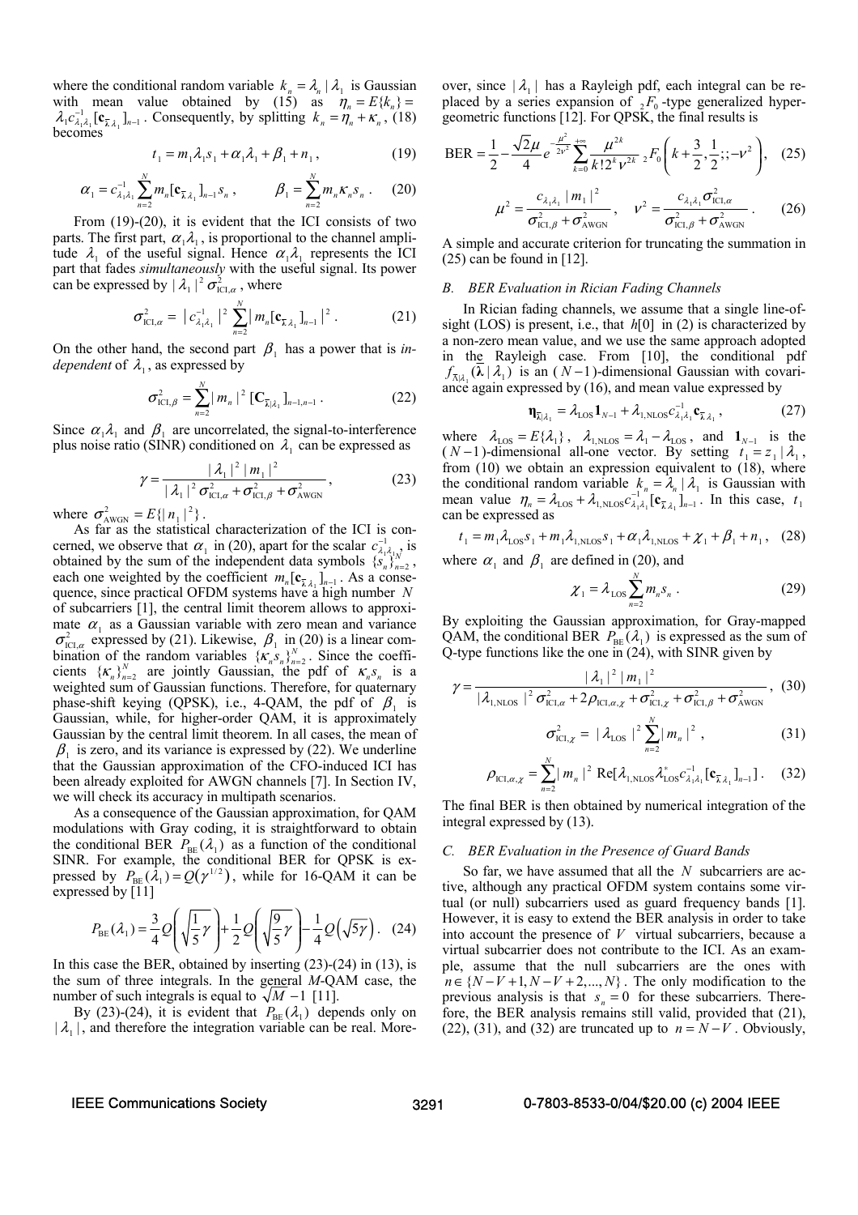where the conditional random variable $k_n = \lambda_n \mid \lambda_1$ is Gaussian with mean value obtained by (15) as $\eta_n = E\{k_n\} = \lambda_1 c_{\lambda_1\lambda_1}^{-1} [\mathbf{c}_{\bar{\lambda}\lambda_1}]_{n-1}$. Consequently, by splitting $k_n = \eta_n + \kappa_n$, (18) becomes

$$t_1 = m_1 \lambda_1 s_1 + \alpha_1 \lambda_1 + \beta_1 + n_1 , \tag{19}$$

$$\alpha_1 = c_{\lambda_1\lambda_1}^{-1} \sum_{n=2}^{N} m_n [\mathbf{c}_{\bar{\lambda}\lambda_1}]_{n-1} s_n , \qquad \beta_1 = \sum_{n=2}^{N} m_n \kappa_n s_n . \tag{20}$$

From (19)-(20), it is evident that the ICI consists of two parts. The first part, $\alpha_1 \lambda_1$, is proportional to the channel amplitude $\lambda_1$ of the useful signal. Hence $\alpha_1 \lambda_1$ represents the ICI part that fades *simultaneously* with the useful signal. Its power can be expressed by $|\lambda_1|^2 \sigma_{\text{ICI},\alpha}^2$, where

$$\sigma_{\text{ICI},\alpha}^2 = |c_{\lambda_1\lambda_1}^{-1}|^2 \sum_{n=2}^{N} |m_n [\mathbf{c}_{\bar{\lambda}\lambda_1}]_{n-1}|^2 . \tag{21}$$

On the other hand, the second part $\beta_1$ has a power that is *independent* of $\lambda_1$, as expressed by

$$\sigma_{\text{ICI},\beta}^2 = \sum_{n=2}^{N} |m_n|^2 [\mathbf{C}_{\bar{\lambda}|\lambda_1}]_{n-1,n-1} . \tag{22}$$

Since $\alpha_1 \lambda_1$ and $\beta_1$ are uncorrelated, the signal-to-interference plus noise ratio (SINR) conditioned on $\lambda_1$ can be expressed as

$$\gamma = \frac{|\lambda_1|^2 |m_1|^2}{|\lambda_1|^2 \sigma_{\text{ICI},\alpha}^2 + \sigma_{\text{ICI},\beta}^2 + \sigma_{\text{AWGN}}^2} , \tag{23}$$

where $\sigma_{\text{AWGN}}^2 = E\{|n_1|^2\}$.

As far as the statistical characterization of the ICI is concerned, we observe that $\alpha_1$ in (20), apart for the scalar $c_{\lambda_1\lambda_1}^{-1}$, is obtained by the sum of the independent data symbols $\{s_n\}_{n=2}^{N}$, each one weighted by the coefficient $m_n [\mathbf{c}_{\bar{\lambda}\lambda_1}]_{n-1}$. As a consequence, since practical OFDM systems have a high number $N$ of subcarriers [1], the central limit theorem allows to approximate $\alpha_1$ as a Gaussian variable with zero mean and variance $\sigma_{\text{ICI},\alpha}^2$ expressed by (21). Likewise, $\beta_1$ in (20) is a linear combination of the random variables $\{\kappa_n s_n\}_{n=2}^{N}$. Since the coefficients $\{\kappa_n\}_{n=2}^{N}$ are jointly Gaussian, the pdf of $\kappa_n s_n$ is a weighted sum of Gaussian functions. Therefore, for quaternary phase-shift keying (QPSK), i.e., 4-QAM, the pdf of $\beta_1$ is Gaussian, while, for higher-order QAM, it is approximately Gaussian by the central limit theorem. In all cases, the mean of $\beta_1$ is zero, and its variance is expressed by (22). We underline that the Gaussian approximation of the CFO-induced ICI has been already exploited for AWGN channels [7]. In Section IV, we will check its accuracy in multipath scenarios.

As a consequence of the Gaussian approximation, for QAM modulations with Gray coding, it is straightforward to obtain the conditional BER $P_{\text{BE}}(\lambda_1)$ as a function of the conditional SINR. For example, the conditional BER for QPSK is expressed by $P_{\text{BE}}(\lambda_1) = Q(\gamma^{1/2})$, while for 16-QAM it can be expressed by [11]

$$P_{\text{BE}}(\lambda_1) = \frac{3}{4} Q\left(\sqrt{\frac{1}{5}\gamma}\right) + \frac{1}{2} Q\left(\sqrt{\frac{9}{5}\gamma}\right) - \frac{1}{4} Q\left(\sqrt{5\gamma}\right) . \tag{24}$$

In this case the BER, obtained by inserting (23)-(24) in (13), is the sum of three integrals. In the general $M$-QAM case, the number of such integrals is equal to $\sqrt{M} - 1$ [11].

By (23)-(24), it is evident that $P_{\text{BE}}(\lambda_1)$ depends only on $|\lambda_1|$, and therefore the integration variable can be real. Moreover, since $|\lambda_1|$ has a Rayleigh pdf, each integral can be replaced by a series expansion of ${}_2F_0$-type generalized hypergeometric functions [12]. For QPSK, the final results is

$$\text{BER} = \frac{1}{2} - \frac{\sqrt{2}\mu}{4} e^{-\frac{\mu^2}{2\nu^2}} \sum_{k=0}^{+\infty} \frac{\mu^{2k}}{k! 2^k \nu^{2k}} \, {}_2F_0\left(k + \frac{3}{2}, \frac{1}{2};; -\nu^2\right) , \tag{25}$$

$$\mu^2 = \frac{c_{\lambda_1\lambda_1} |m_1|^2}{\sigma_{\text{ICI},\beta}^2 + \sigma_{\text{AWGN}}^2} , \quad \nu^2 = \frac{c_{\lambda_1\lambda_1} \sigma_{\text{ICI},\alpha}^2}{\sigma_{\text{ICI},\beta}^2 + \sigma_{\text{AWGN}}^2} . \tag{26}$$

A simple and accurate criterion for truncating the summation in (25) can be found in [12].

### *B. BER Evaluation in Rician Fading Channels*

In Rician fading channels, we assume that a single line-of-sight (LOS) is present, i.e., that $h[0]$ in (2) is characterized by a non-zero mean value, and we use the same approach adopted in the Rayleigh case. From [10], the conditional pdf $f_{\bar{\lambda}|\lambda_1}(\bar{\boldsymbol{\lambda}} \mid \lambda_1)$ is an $(N-1)$-dimensional Gaussian with covariance again expressed by (16), and mean value expressed by

$$\boldsymbol{\eta}_{\bar{\lambda}|\lambda_1} = \lambda_{\text{LOS}} \mathbf{1}_{N-1} + \lambda_{1,\text{NLOS}} c_{\lambda_1\lambda_1}^{-1} \mathbf{c}_{\bar{\lambda}\lambda_1} , \tag{27}$$

where $\lambda_{\text{LOS}} = E\{\lambda_1\}$, $\lambda_{1,\text{NLOS}} = \lambda_1 - \lambda_{\text{LOS}}$, and $\mathbf{1}_{N-1}$ is the $(N-1)$-dimensional all-one vector. By setting $t_1 = z_1 \mid \lambda_1$, from (10) we obtain an expression equivalent to (18), where the conditional random variable $k_n = \lambda_n \mid \lambda_1$ is Gaussian with mean value $\eta_n = \lambda_{\text{LOS}} + \lambda_{1,\text{NLOS}} c_{\lambda_1\lambda_1}^{-1} [\mathbf{c}_{\bar{\lambda}\lambda_1}]_{n-1}$. In this case, $t_1$ can be expressed as

$$t_1 = m_1 \lambda_{\text{LOS}} s_1 + m_1 \lambda_{1,\text{NLOS}} s_1 + \alpha_1 \lambda_{1,\text{NLOS}} + \chi_1 + \beta_1 + n_1 , \tag{28}$$

where $\alpha_1$ and $\beta_1$ are defined in (20), and

$$\chi_1 = \lambda_{\text{LOS}} \sum_{n=2}^{N} m_n s_n . \tag{29}$$

By exploiting the Gaussian approximation, for Gray-mapped QAM, the conditional BER $P_{\text{BE}}(\lambda_1)$ is expressed as the sum of Q-type functions like the one in (24), with SINR given by

$$\gamma = \frac{|\lambda_1|^2 |m_1|^2}{|\lambda_{1,\text{NLOS}}|^2 \sigma_{\text{ICI},\alpha}^2 + 2\rho_{\text{ICI},\alpha,\chi} + \sigma_{\text{ICI},\chi}^2 + \sigma_{\text{ICI},\beta}^2 + \sigma_{\text{AWGN}}^2} , \tag{30}$$

$$\sigma_{\text{ICI},\chi}^2 = |\lambda_{\text{LOS}}|^2 \sum_{n=2}^{N} |m_n|^2 , \tag{31}$$

$$\rho_{\text{ICI},\alpha,\chi} = \sum_{n=2}^{N} |m_n|^2 \, \text{Re}[\lambda_{1,\text{NLOS}} \lambda_{\text{LOS}}^* c_{\lambda_1\lambda_1}^{-1} [\mathbf{c}_{\bar{\lambda}\lambda_1}]_{n-1}] . \tag{32}$$

The final BER is then obtained by numerical integration of the integral expressed by (13).

### *C. BER Evaluation in the Presence of Guard Bands*

So far, we have assumed that all the $N$ subcarriers are active, although any practical OFDM system contains some virtual (or null) subcarriers used as guard frequency bands [1]. However, it is easy to extend the BER analysis in order to take into account the presence of $V$ virtual subcarriers, because a virtual subcarrier does not contribute to the ICI. As an example, assume that the null subcarriers are the ones with $n \in \{N-V+1, N-V+2, ..., N\}$. The only modification to the previous analysis is that $s_n = 0$ for these subcarriers. Therefore, the BER analysis remains still valid, provided that (21), (22), (31), and (32) are truncated up to $n = N-V$. Obviously,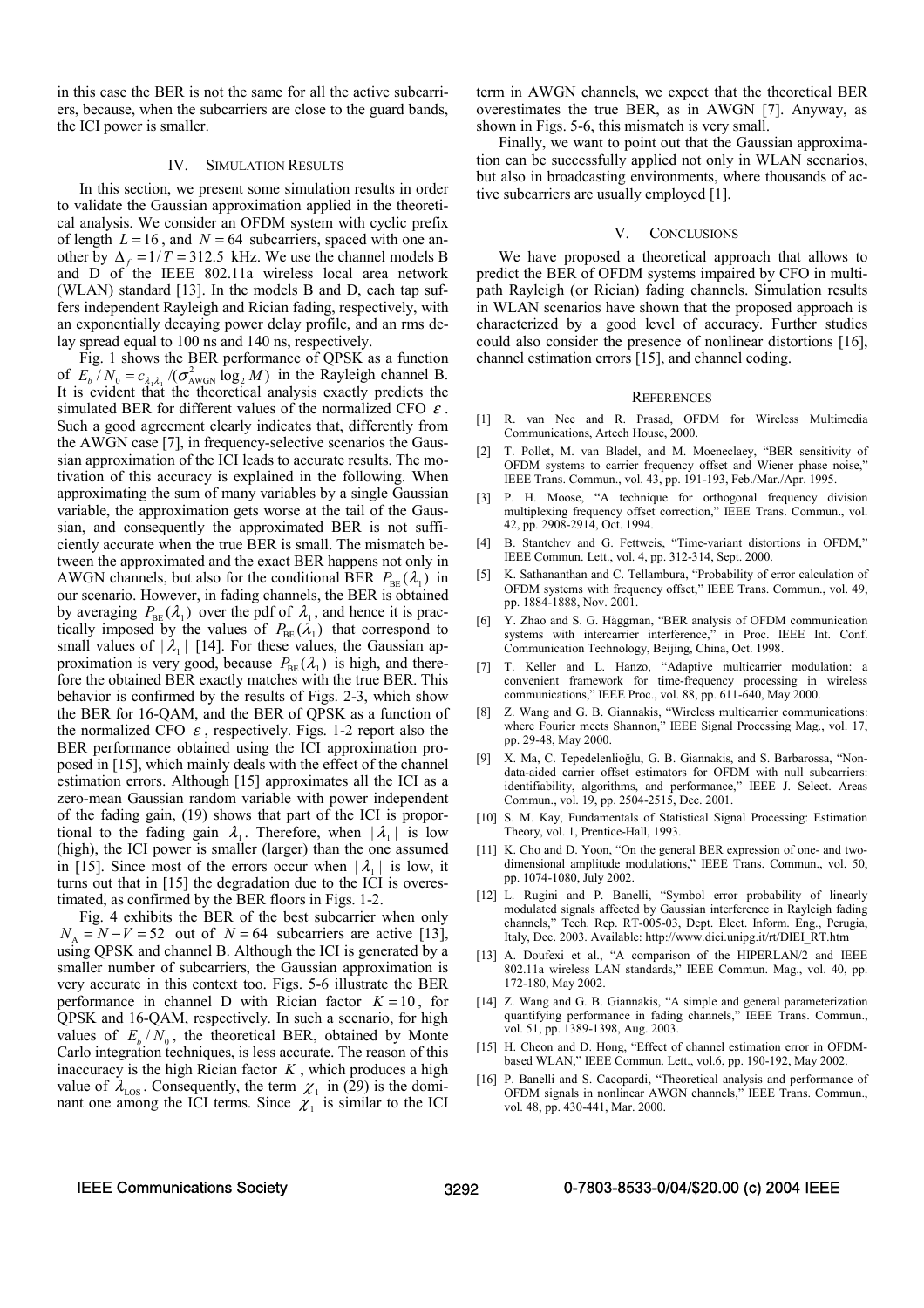in this case the BER is not the same for all the active subcarriers, because, when the subcarriers are close to the guard bands, the ICI power is smaller.

## IV. Simulation Results

In this section, we present some simulation results in order to validate the Gaussian approximation applied in the theoretical analysis. We consider an OFDM system with cyclic prefix of length $L = 16$, and $N = 64$ subcarriers, spaced with one another by $\Delta_f = 1/T = 312.5$ kHz. We use the channel models B and D of the IEEE 802.11a wireless local area network (WLAN) standard [13]. In the models B and D, each tap suffers independent Rayleigh and Rician fading, respectively, with an exponentially decaying power delay profile, and an rms delay spread equal to 100 ns and 140 ns, respectively.

Fig. 1 shows the BER performance of QPSK as a function of $E_b / N_0 = c_{\lambda_1\lambda_1} / (\sigma^2_{\text{AWGN}} \log_2 M)$ in the Rayleigh channel B. It is evident that the theoretical analysis exactly predicts the simulated BER for different values of the normalized CFO $\varepsilon$. Such a good agreement clearly indicates that, differently from the AWGN case [7], in frequency-selective scenarios the Gaussian approximation of the ICI leads to accurate results. The motivation of this accuracy is explained in the following. When approximating the sum of many variables by a single Gaussian variable, the approximation gets worse at the tail of the Gaussian, and consequently the approximated BER is not sufficiently accurate when the true BER is small. The mismatch between the approximated and the exact BER happens not only in AWGN channels, but also for the conditional BER $P_{\text{BE}}(\lambda_1)$ in our scenario. However, in fading channels, the BER is obtained by averaging $P_{\text{BE}}(\lambda_1)$ over the pdf of $\lambda_1$, and hence it is practically imposed by the values of $P_{\text{BE}}(\lambda_1)$ that correspond to small values of $|\lambda_1|$ [14]. For these values, the Gaussian approximation is very good, because $P_{\text{BE}}(\lambda_1)$ is high, and therefore the obtained BER exactly matches with the true BER. This behavior is confirmed by the results of Figs. 2-3, which show the BER for 16-QAM, and the BER of QPSK as a function of the normalized CFO $\varepsilon$, respectively. Figs. 1-2 report also the BER performance obtained using the ICI approximation proposed in [15], which mainly deals with the effect of the channel estimation errors. Although [15] approximates all the ICI as a zero-mean Gaussian random variable with power independent of the fading gain, (19) shows that part of the ICI is proportional to the fading gain $\lambda_1$. Therefore, when $|\lambda_1|$ is low (high), the ICI power is smaller (larger) than the one assumed in [15]. Since most of the errors occur when $|\lambda_1|$ is low, it turns out that in [15] the degradation due to the ICI is overestimated, as confirmed by the BER floors in Figs. 1-2.

Fig. 4 exhibits the BER of the best subcarrier when only $N_{\text{A}} = N - V = 52$ out of $N = 64$ subcarriers are active [13], using QPSK and channel B. Although the ICI is generated by a smaller number of subcarriers, the Gaussian approximation is very accurate in this context too. Figs. 5-6 illustrate the BER performance in channel D with Rician factor $K = 10$, for QPSK and 16-QAM, respectively. In such a scenario, for high values of $E_b / N_0$, the theoretical BER, obtained by Monte Carlo integration techniques, is less accurate. The reason of this inaccuracy is the high Rician factor $K$, which produces a high value of $\lambda_{\text{LOS}}$. Consequently, the term $\chi_1$ in (29) is the dominant one among the ICI terms. Since $\chi_1$ is similar to the ICI term in AWGN channels, we expect that the theoretical BER overestimates the true BER, as in AWGN [7]. Anyway, as shown in Figs. 5-6, this mismatch is very small.

Finally, we want to point out that the Gaussian approximation can be successfully applied not only in WLAN scenarios, but also in broadcasting environments, where thousands of active subcarriers are usually employed [1].

## V. Conclusions

We have proposed a theoretical approach that allows to predict the BER of OFDM systems impaired by CFO in multipath Rayleigh (or Rician) fading channels. Simulation results in WLAN scenarios have shown that the proposed approach is characterized by a good level of accuracy. Further studies could also consider the presence of nonlinear distortions [16], channel estimation errors [15], and channel coding.

## References

[1] R. van Nee and R. Prasad, OFDM for Wireless Multimedia Communications, Artech House, 2000.

[2] T. Pollet, M. van Bladel, and M. Moeneclaey, "BER sensitivity of OFDM systems to carrier frequency offset and Wiener phase noise," IEEE Trans. Commun., vol. 43, pp. 191-193, Feb./Mar./Apr. 1995.

[3] P. H. Moose, "A technique for orthogonal frequency division multiplexing frequency offset correction," IEEE Trans. Commun., vol. 42, pp. 2908-2914, Oct. 1994.

[4] B. Stantchev and G. Fettweis, "Time-variant distortions in OFDM," IEEE Commun. Lett., vol. 4, pp. 312-314, Sept. 2000.

[5] K. Sathananthan and C. Tellambura, "Probability of error calculation of OFDM systems with frequency offset," IEEE Trans. Commun., vol. 49, pp. 1884-1888, Nov. 2001.

[6] Y. Zhao and S. G. Häggman, "BER analysis of OFDM communication systems with intercarrier interference," in Proc. IEEE Int. Conf. Communication Technology, Beijing, China, Oct. 1998.

[7] T. Keller and L. Hanzo, "Adaptive multicarrier modulation: a convenient framework for time-frequency processing in wireless communications," IEEE Proc., vol. 88, pp. 611-640, May 2000.

[8] Z. Wang and G. B. Giannakis, "Wireless multicarrier communications: where Fourier meets Shannon," IEEE Signal Processing Mag., vol. 17, pp. 29-48, May 2000.

[9] X. Ma, C. Tepedelenlioğlu, G. B. Giannakis, and S. Barbarossa, "Non-data-aided carrier offset estimators for OFDM with null subcarriers: identifiability, algorithms, and performance," IEEE J. Select. Areas Commun., vol. 19, pp. 2504-2515, Dec. 2001.

[10] S. M. Kay, Fundamentals of Statistical Signal Processing: Estimation Theory, vol. 1, Prentice-Hall, 1993.

[11] K. Cho and D. Yoon, "On the general BER expression of one- and two-dimensional amplitude modulations," IEEE Trans. Commun., vol. 50, pp. 1074-1080, July 2002.

[12] L. Rugini and P. Banelli, "Symbol error probability of linearly modulated signals affected by Gaussian interference in Rayleigh fading channels," Tech. Rep. RT-005-03, Dept. Elect. Inform. Eng., Perugia, Italy, Dec. 2003. Available: http://www.diei.unipg.it/rt/DIEI_RT.htm

[13] A. Doufexi et al., "A comparison of the HIPERLAN/2 and IEEE 802.11a wireless LAN standards," IEEE Commun. Mag., vol. 40, pp. 172-180, May 2002.

[14] Z. Wang and G. B. Giannakis, "A simple and general parameterization quantifying performance in fading channels," IEEE Trans. Commun., vol. 51, pp. 1389-1398, Aug. 2003.

[15] H. Cheon and D. Hong, "Effect of channel estimation error in OFDM-based WLAN," IEEE Commun. Lett., vol.6, pp. 190-192, May 2002.

[16] P. Banelli and S. Cacopardi, "Theoretical analysis and performance of OFDM signals in nonlinear AWGN channels," IEEE Trans. Commun., vol. 48, pp. 430-441, Mar. 2000.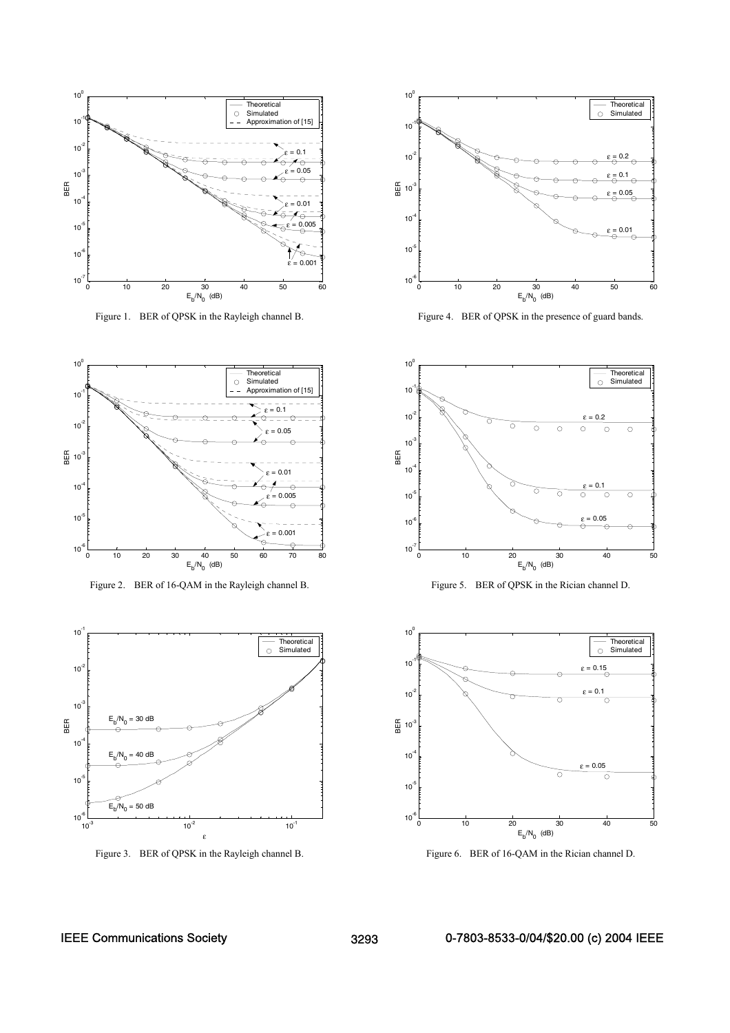Theoretical
Simulated
Approximation of [15]

BER

$E_b/N_0$ (dB)

$\varepsilon$ = 0.1

$\varepsilon$ = 0.05

$\varepsilon$ = 0.01

$\varepsilon$ = 0.005

$\varepsilon$ = 0.001

Figure 1. BER of QPSK in the Rayleigh channel B.

Theoretical
Simulated
Approximation of [15]

BER

$E_b/N_0$ (dB)

$\varepsilon$ = 0.1

$\varepsilon$ = 0.05

$\varepsilon$ = 0.01

$\varepsilon$ = 0.005

$\varepsilon$ = 0.001

Figure 2. BER of 16-QAM in the Rayleigh channel B.

Theoretical
Simulated

BER

$\varepsilon$

$E_b/N_0$ = 30 dB

$E_b/N_0$ = 40 dB

$E_b/N_0$ = 50 dB

Figure 3. BER of QPSK in the Rayleigh channel B.

Theoretical
Simulated

BER

$E_b/N_0$ (dB)

$\varepsilon$ = 0.2

$\varepsilon$ = 0.1

$\varepsilon$ = 0.05

$\varepsilon$ = 0.01

Figure 4. BER of QPSK in the presence of guard bands.

Theoretical
Simulated

BER

$E_b/N_0$ (dB)

$\varepsilon$ = 0.2

$\varepsilon$ = 0.1

$\varepsilon$ = 0.05

Figure 5. BER of QPSK in the Rician channel D.

Theoretical
Simulated

BER

$E_b/N_0$ (dB)

$\varepsilon$ = 0.15

$\varepsilon$ = 0.1

$\varepsilon$ = 0.05

Figure 6. BER of 16-QAM in the Rician channel D.